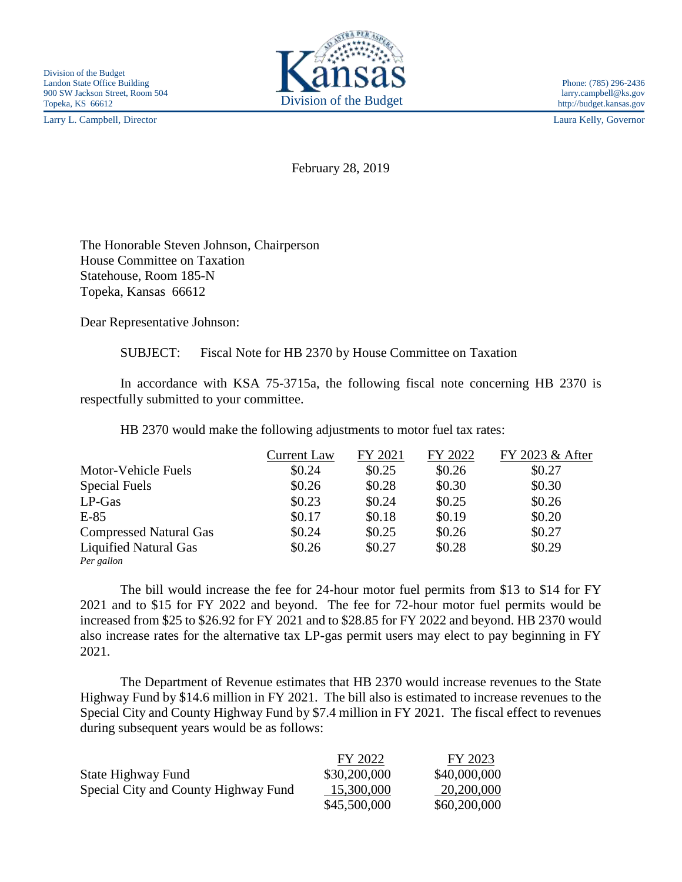Division of the Budget
Landon State Office Building
900 SW Jackson Street, Room 504
Topeka, KS 66612

Larry L. Campbell, Director

Kansas
Division of the Budget

Phone: (785) 296-2436
larry.campbell@ks.gov
http://budget.kansas.gov

Laura Kelly, Governor

February 28, 2019

The Honorable Steven Johnson, Chairperson
House Committee on Taxation
Statehouse, Room 185-N
Topeka, Kansas 66612

Dear Representative Johnson:

SUBJECT: Fiscal Note for HB 2370 by House Committee on Taxation

In accordance with KSA 75-3715a, the following fiscal note concerning HB 2370 is respectfully submitted to your committee.

HB 2370 would make the following adjustments to motor fuel tax rates:

| | Current Law | FY 2021 | FY 2022 | FY 2023 & After |
|---|---|---|---|---|
| Motor-Vehicle Fuels | $0.24 | $0.25 | $0.26 | $0.27 |
| Special Fuels | $0.26 | $0.28 | $0.30 | $0.30 |
| LP-Gas | $0.23 | $0.24 | $0.25 | $0.26 |
| E-85 | $0.17 | $0.18 | $0.19 | $0.20 |
| Compressed Natural Gas | $0.24 | $0.25 | $0.26 | $0.27 |
| Liquified Natural Gas | $0.26 | $0.27 | $0.28 | $0.29 |

*Per gallon*

The bill would increase the fee for 24-hour motor fuel permits from $13 to $14 for FY 2021 and to $15 for FY 2022 and beyond. The fee for 72-hour motor fuel permits would be increased from $25 to $26.92 for FY 2021 and to $28.85 for FY 2022 and beyond. HB 2370 would also increase rates for the alternative tax LP-gas permit users may elect to pay beginning in FY 2021.

The Department of Revenue estimates that HB 2370 would increase revenues to the State Highway Fund by $14.6 million in FY 2021. The bill also is estimated to increase revenues to the Special City and County Highway Fund by $7.4 million in FY 2021. The fiscal effect to revenues during subsequent years would be as follows:

| | FY 2022 | FY 2023 |
|---|---|---|
| State Highway Fund | $30,200,000 | $40,000,000 |
| Special City and County Highway Fund | 15,300,000 | 20,200,000 |
| | $45,500,000 | $60,200,000 |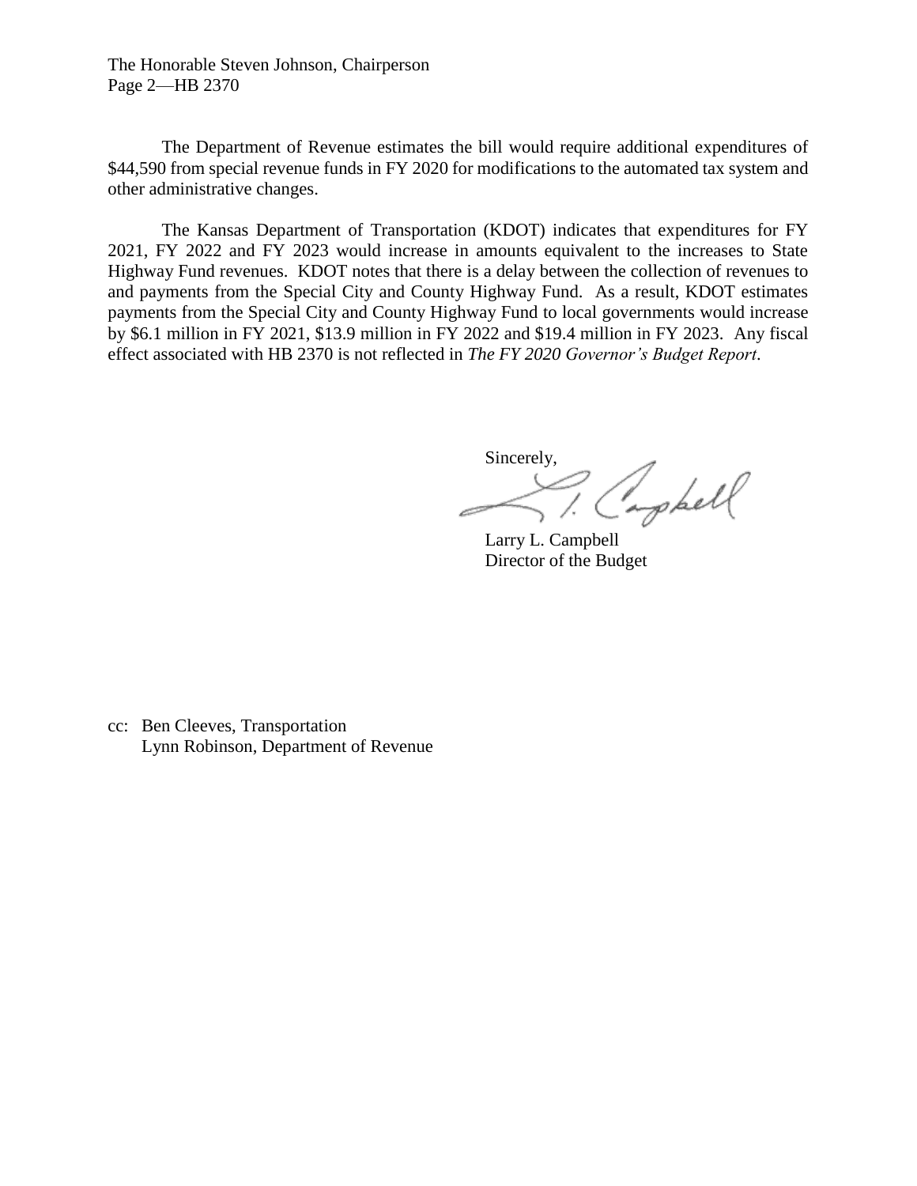The Department of Revenue estimates the bill would require additional expenditures of $44,590 from special revenue funds in FY 2020 for modifications to the automated tax system and other administrative changes.

The Kansas Department of Transportation (KDOT) indicates that expenditures for FY 2021, FY 2022 and FY 2023 would increase in amounts equivalent to the increases to State Highway Fund revenues. KDOT notes that there is a delay between the collection of revenues to and payments from the Special City and County Highway Fund. As a result, KDOT estimates payments from the Special City and County Highway Fund to local governments would increase by $6.1 million in FY 2021, $13.9 million in FY 2022 and $19.4 million in FY 2023. Any fiscal effect associated with HB 2370 is not reflected in *The FY 2020 Governor's Budget Report*.

Sincerely,

Larry L. Campbell
Director of the Budget

cc: Ben Cleeves, Transportation
Lynn Robinson, Department of Revenue